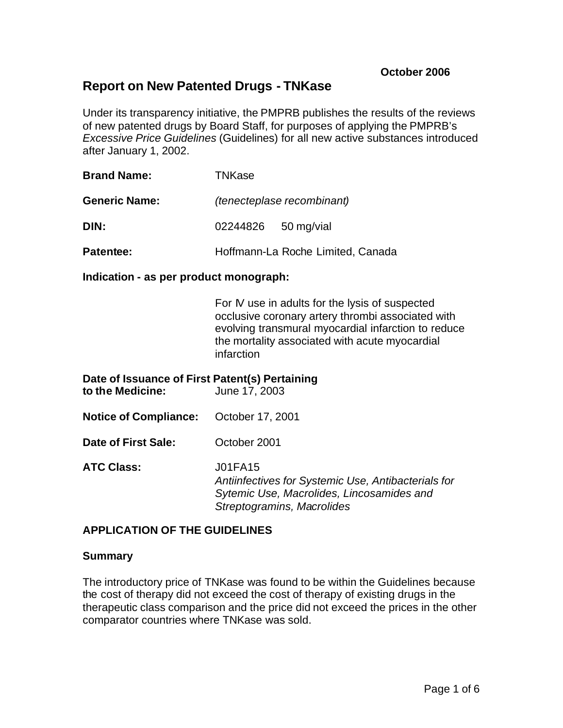**October 2006**

# Report on New Patented Drugs - TNKase

Under its transparency initiative, the PMPRB publishes the results of the reviews of new patented drugs by Board Staff, for purposes of applying the PMPRB's *Excessive Price Guidelines* (Guidelines) for all new active substances introduced after January 1, 2002.

**Brand Name:** TNKase

**Generic Name:** *(tenecteplase recombinant)*

**DIN:** 02244826 50 mg/vial

**Patentee:** Hoffmann-La Roche Limited, Canada

**Indication - as per product monograph:**

For IV use in adults for the lysis of suspected occlusive coronary artery thrombi associated with evolving transmural myocardial infarction to reduce the mortality associated with acute myocardial infarction

**Date of Issuance of First Patent(s) Pertaining to the Medicine:** June 17, 2003

**Notice of Compliance:** October 17, 2001

**Date of First Sale:** October 2001

**ATC Class:** J01FA15
*Antiinfectives for Systemic Use, Antibacterials for Sytemic Use, Macrolides, Lincosamides and Streptogramins, Macrolides*

## APPLICATION OF THE GUIDELINES

### Summary

The introductory price of TNKase was found to be within the Guidelines because the cost of therapy did not exceed the cost of therapy of existing drugs in the therapeutic class comparison and the price did not exceed the prices in the other comparator countries where TNKase was sold.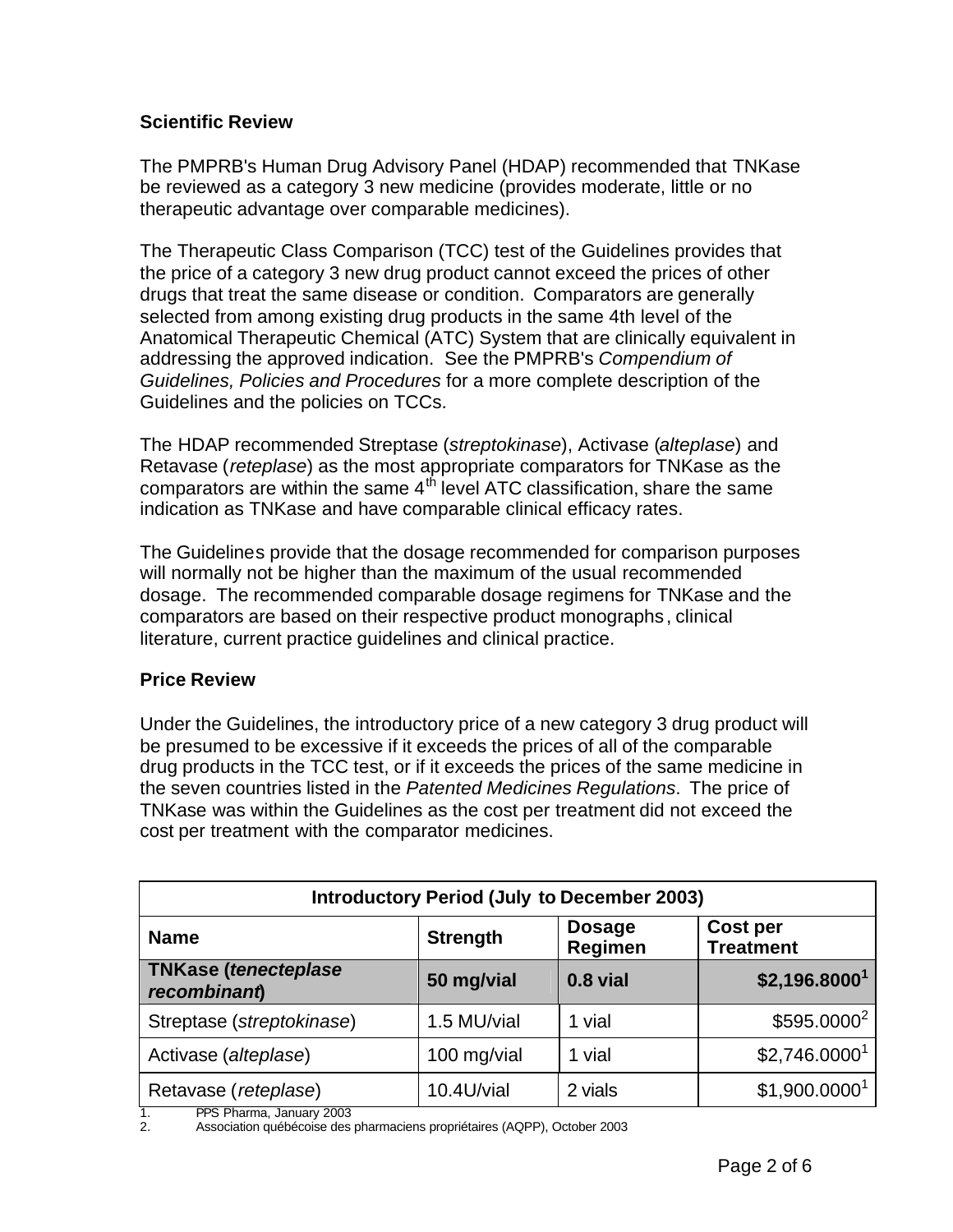## Scientific Review

The PMPRB's Human Drug Advisory Panel (HDAP) recommended that TNKase be reviewed as a category 3 new medicine (provides moderate, little or no therapeutic advantage over comparable medicines).

The Therapeutic Class Comparison (TCC) test of the Guidelines provides that the price of a category 3 new drug product cannot exceed the prices of other drugs that treat the same disease or condition. Comparators are generally selected from among existing drug products in the same 4th level of the Anatomical Therapeutic Chemical (ATC) System that are clinically equivalent in addressing the approved indication. See the PMPRB's *Compendium of Guidelines, Policies and Procedures* for a more complete description of the Guidelines and the policies on TCCs.

The HDAP recommended Streptase (*streptokinase*), Activase (*alteplase*) and Retavase (*reteplase*) as the most appropriate comparators for TNKase as the comparators are within the same 4$^{th}$ level ATC classification, share the same indication as TNKase and have comparable clinical efficacy rates.

The Guidelines provide that the dosage recommended for comparison purposes will normally not be higher than the maximum of the usual recommended dosage. The recommended comparable dosage regimens for TNKase and the comparators are based on their respective product monographs, clinical literature, current practice guidelines and clinical practice.

## Price Review

Under the Guidelines, the introductory price of a new category 3 drug product will be presumed to be excessive if it exceeds the prices of all of the comparable drug products in the TCC test, or if it exceeds the prices of the same medicine in the seven countries listed in the *Patented Medicines Regulations*. The price of TNKase was within the Guidelines as the cost per treatment did not exceed the cost per treatment with the comparator medicines.

| Introductory Period (July to December 2003) | | | |
|---|---|---|---|
| **Name** | **Strength** | **Dosage Regimen** | **Cost per Treatment** |
| **TNKase (*tenecteplase recombinant*)** | **50 mg/vial** | **0.8 vial** | **$2,196.8000[1]** |
| Streptase (*streptokinase*) | 1.5 MU/vial | 1 vial | $595.0000[2] |
| Activase (*alteplase*) | 100 mg/vial | 1 vial | $2,746.0000[1] |
| Retavase (*reteplase*) | 10.4U/vial | 2 vials | $1,900.0000[1] |

1. PPS Pharma, January 2003
2. Association québécoise des pharmaciens propriétaires (AQPP), October 2003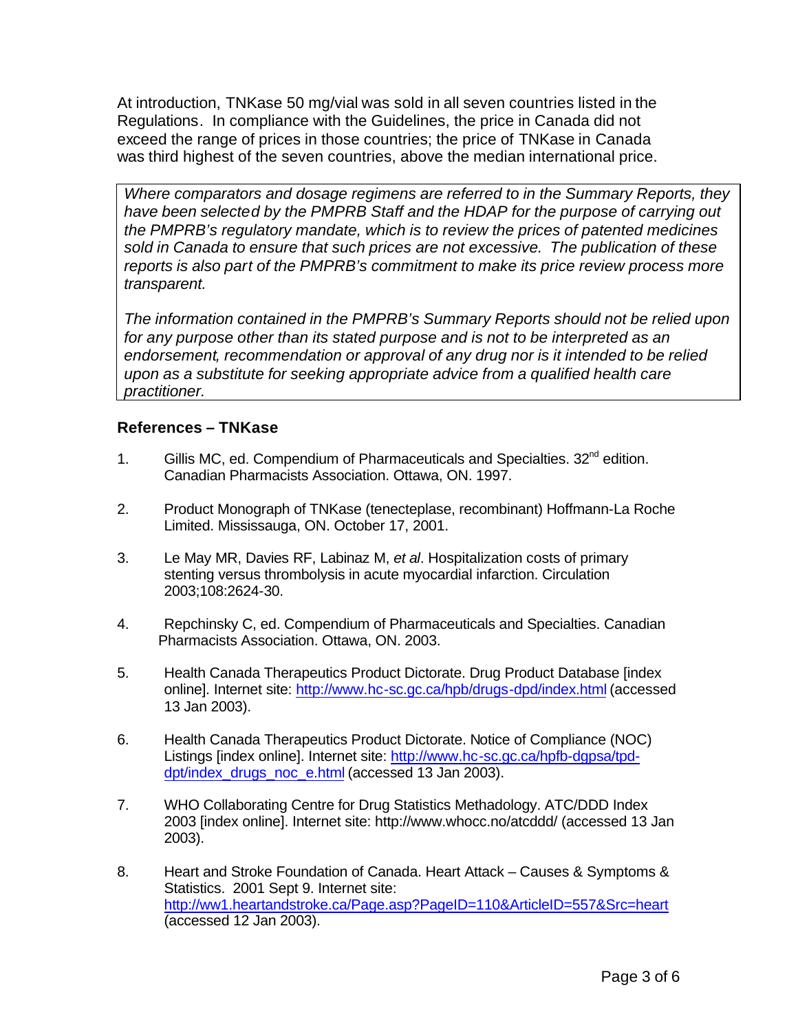At introduction, TNKase 50 mg/vial was sold in all seven countries listed in the Regulations. In compliance with the Guidelines, the price in Canada did not exceed the range of prices in those countries; the price of TNKase in Canada was third highest of the seven countries, above the median international price.

> *Where comparators and dosage regimens are referred to in the Summary Reports, they have been selected by the PMPRB Staff and the HDAP for the purpose of carrying out the PMPRB's regulatory mandate, which is to review the prices of patented medicines sold in Canada to ensure that such prices are not excessive. The publication of these reports is also part of the PMPRB's commitment to make its price review process more transparent.*
>
> *The information contained in the PMPRB's Summary Reports should not be relied upon for any purpose other than its stated purpose and is not to be interpreted as an endorsement, recommendation or approval of any drug nor is it intended to be relied upon as a substitute for seeking appropriate advice from a qualified health care practitioner.*

## References – TNKase

1. Gillis MC, ed. Compendium of Pharmaceuticals and Specialties. 32nd edition. Canadian Pharmacists Association. Ottawa, ON. 1997.

2. Product Monograph of TNKase (tenecteplase, recombinant) Hoffmann-La Roche Limited. Mississauga, ON. October 17, 2001.

3. Le May MR, Davies RF, Labinaz M, *et al*. Hospitalization costs of primary stenting versus thrombolysis in acute myocardial infarction. Circulation 2003;108:2624-30.

4. Repchinsky C, ed. Compendium of Pharmaceuticals and Specialties. Canadian Pharmacists Association. Ottawa, ON. 2003.

5. Health Canada Therapeutics Product Dictorate. Drug Product Database [index online]. Internet site: http://www.hc-sc.gc.ca/hpb/drugs-dpd/index.html (accessed 13 Jan 2003).

6. Health Canada Therapeutics Product Dictorate. Notice of Compliance (NOC) Listings [index online]. Internet site: http://www.hc-sc.gc.ca/hpfb-dgpsa/tpd-dpt/index_drugs_noc_e.html (accessed 13 Jan 2003).

7. WHO Collaborating Centre for Drug Statistics Methadology. ATC/DDD Index 2003 [index online]. Internet site: http://www.whocc.no/atcddd/ (accessed 13 Jan 2003).

8. Heart and Stroke Foundation of Canada. Heart Attack – Causes & Symptoms & Statistics. 2001 Sept 9. Internet site: http://ww1.heartandstroke.ca/Page.asp?PageID=110&ArticleID=557&Src=heart (accessed 12 Jan 2003).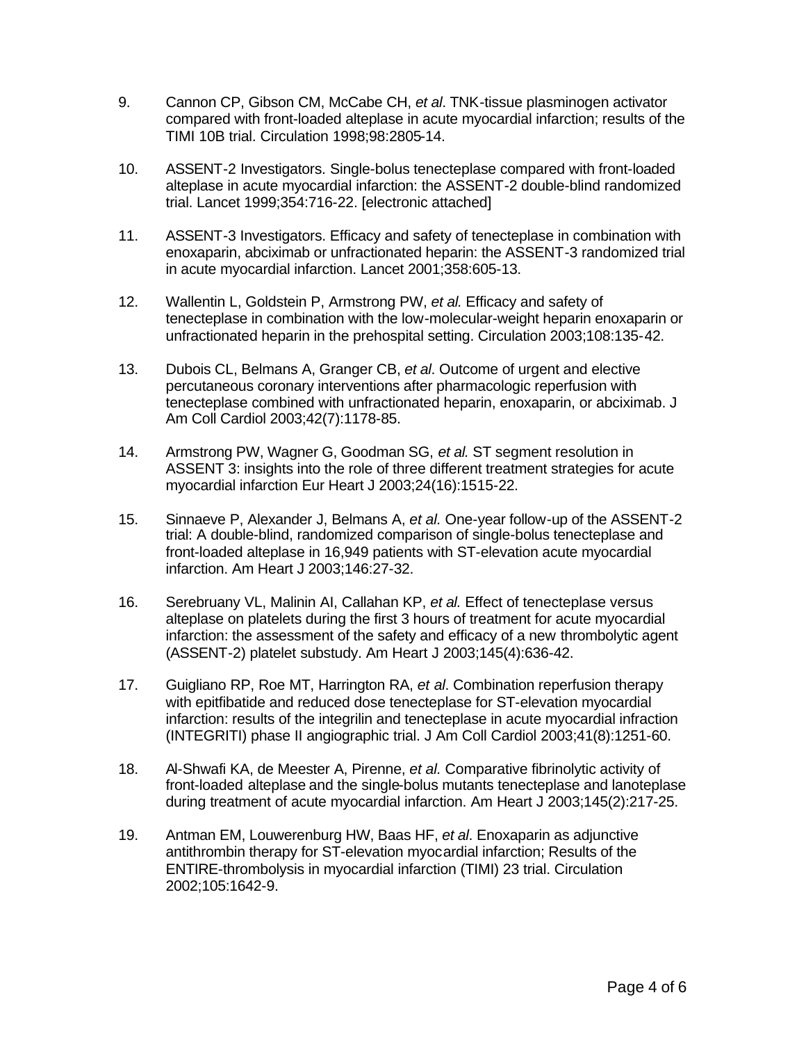9. Cannon CP, Gibson CM, McCabe CH, *et al*. TNK-tissue plasminogen activator compared with front-loaded alteplase in acute myocardial infarction; results of the TIMI 10B trial. Circulation 1998;98:2805-14.

10. ASSENT-2 Investigators. Single-bolus tenecteplase compared with front-loaded alteplase in acute myocardial infarction: the ASSENT-2 double-blind randomized trial. Lancet 1999;354:716-22. [electronic attached]

11. ASSENT-3 Investigators. Efficacy and safety of tenecteplase in combination with enoxaparin, abciximab or unfractionated heparin: the ASSENT-3 randomized trial in acute myocardial infarction. Lancet 2001;358:605-13.

12. Wallentin L, Goldstein P, Armstrong PW, *et al.* Efficacy and safety of tenecteplase in combination with the low-molecular-weight heparin enoxaparin or unfractionated heparin in the prehospital setting. Circulation 2003;108:135-42.

13. Dubois CL, Belmans A, Granger CB, *et al*. Outcome of urgent and elective percutaneous coronary interventions after pharmacologic reperfusion with tenecteplase combined with unfractionated heparin, enoxaparin, or abciximab. J Am Coll Cardiol 2003;42(7):1178-85.

14. Armstrong PW, Wagner G, Goodman SG, *et al.* ST segment resolution in ASSENT 3: insights into the role of three different treatment strategies for acute myocardial infarction Eur Heart J 2003;24(16):1515-22.

15. Sinnaeve P, Alexander J, Belmans A, *et al.* One-year follow-up of the ASSENT-2 trial: A double-blind, randomized comparison of single-bolus tenecteplase and front-loaded alteplase in 16,949 patients with ST-elevation acute myocardial infarction. Am Heart J 2003;146:27-32.

16. Serebruany VL, Malinin AI, Callahan KP, *et al.* Effect of tenecteplase versus alteplase on platelets during the first 3 hours of treatment for acute myocardial infarction: the assessment of the safety and efficacy of a new thrombolytic agent (ASSENT-2) platelet substudy. Am Heart J 2003;145(4):636-42.

17. Guigliano RP, Roe MT, Harrington RA, *et al*. Combination reperfusion therapy with epitfibatide and reduced dose tenecteplase for ST-elevation myocardial infarction: results of the integrilin and tenecteplase in acute myocardial infraction (INTEGRITI) phase II angiographic trial. J Am Coll Cardiol 2003;41(8):1251-60.

18. Al-Shwafi KA, de Meester A, Pirenne, *et al.* Comparative fibrinolytic activity of front-loaded alteplase and the single-bolus mutants tenecteplase and lanoteplase during treatment of acute myocardial infarction. Am Heart J 2003;145(2):217-25.

19. Antman EM, Louwerenburg HW, Baas HF, *et al*. Enoxaparin as adjunctive antithrombin therapy for ST-elevation myocardial infarction; Results of the ENTIRE-thrombolysis in myocardial infarction (TIMI) 23 trial. Circulation 2002;105:1642-9.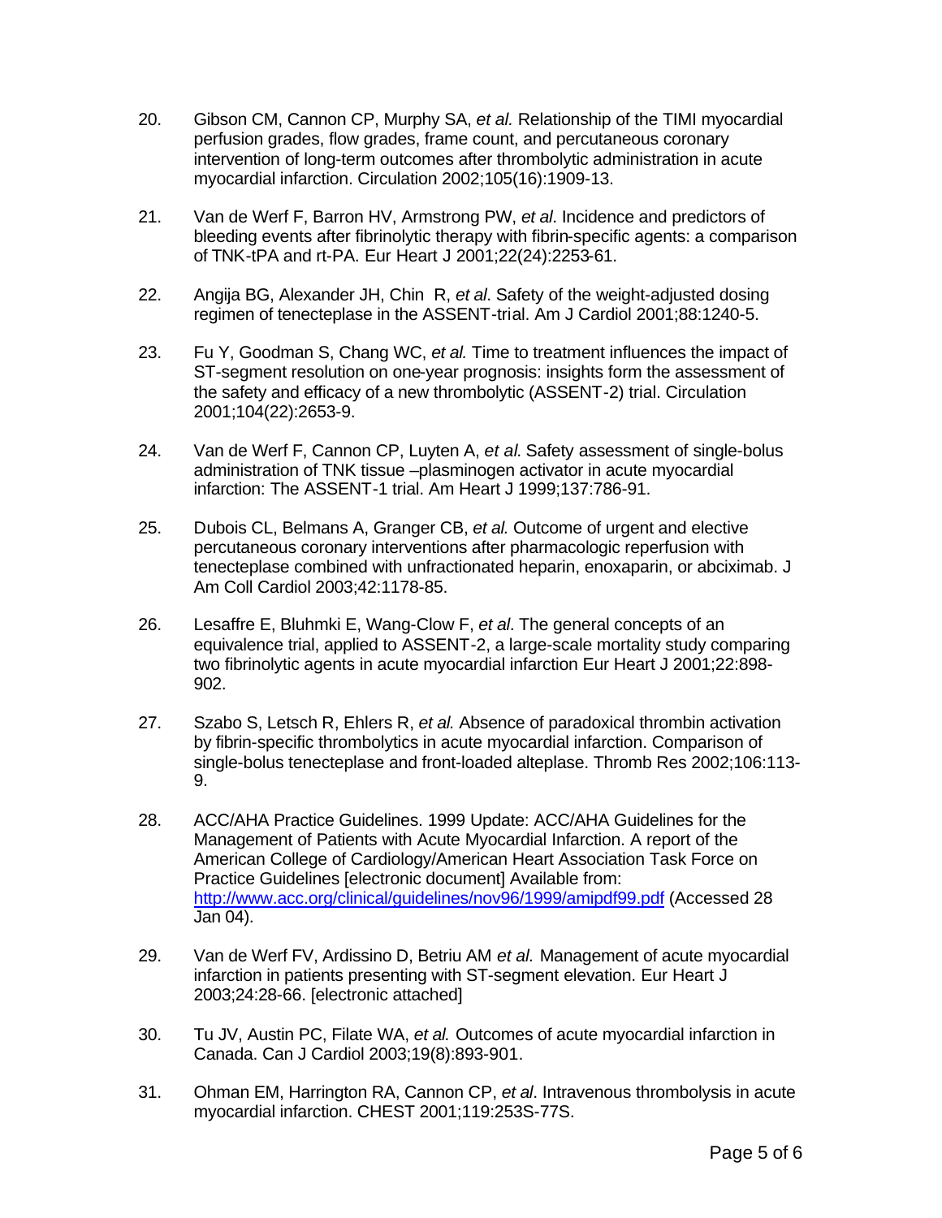20. Gibson CM, Cannon CP, Murphy SA, *et al.* Relationship of the TIMI myocardial perfusion grades, flow grades, frame count, and percutaneous coronary intervention of long-term outcomes after thrombolytic administration in acute myocardial infarction. Circulation 2002;105(16):1909-13.

21. Van de Werf F, Barron HV, Armstrong PW, *et al*. Incidence and predictors of bleeding events after fibrinolytic therapy with fibrin-specific agents: a comparison of TNK-tPA and rt-PA. Eur Heart J 2001;22(24):2253-61.

22. Angija BG, Alexander JH, Chin R, *et al*. Safety of the weight-adjusted dosing regimen of tenecteplase in the ASSENT-trial. Am J Cardiol 2001;88:1240-5.

23. Fu Y, Goodman S, Chang WC, *et al.* Time to treatment influences the impact of ST-segment resolution on one-year prognosis: insights form the assessment of the safety and efficacy of a new thrombolytic (ASSENT-2) trial. Circulation 2001;104(22):2653-9.

24. Van de Werf F, Cannon CP, Luyten A, *et al*. Safety assessment of single-bolus administration of TNK tissue –plasminogen activator in acute myocardial infarction: The ASSENT-1 trial. Am Heart J 1999;137:786-91.

25. Dubois CL, Belmans A, Granger CB, *et al.* Outcome of urgent and elective percutaneous coronary interventions after pharmacologic reperfusion with tenecteplase combined with unfractionated heparin, enoxaparin, or abciximab. J Am Coll Cardiol 2003;42:1178-85.

26. Lesaffre E, Bluhmki E, Wang-Clow F, *et al*. The general concepts of an equivalence trial, applied to ASSENT-2, a large-scale mortality study comparing two fibrinolytic agents in acute myocardial infarction Eur Heart J 2001;22:898-902.

27. Szabo S, Letsch R, Ehlers R, *et al.* Absence of paradoxical thrombin activation by fibrin-specific thrombolytics in acute myocardial infarction. Comparison of single-bolus tenecteplase and front-loaded alteplase. Thromb Res 2002;106:113-9.

28. ACC/AHA Practice Guidelines. 1999 Update: ACC/AHA Guidelines for the Management of Patients with Acute Myocardial Infarction. A report of the American College of Cardiology/American Heart Association Task Force on Practice Guidelines [electronic document] Available from: http://www.acc.org/clinical/guidelines/nov96/1999/amipdf99.pdf (Accessed 28 Jan 04).

29. Van de Werf FV, Ardissino D, Betriu AM *et al.* Management of acute myocardial infarction in patients presenting with ST-segment elevation. Eur Heart J 2003;24:28-66. [electronic attached]

30. Tu JV, Austin PC, Filate WA, *et al.* Outcomes of acute myocardial infarction in Canada. Can J Cardiol 2003;19(8):893-901.

31. Ohman EM, Harrington RA, Cannon CP, *et al*. Intravenous thrombolysis in acute myocardial infarction. CHEST 2001;119:253S-77S.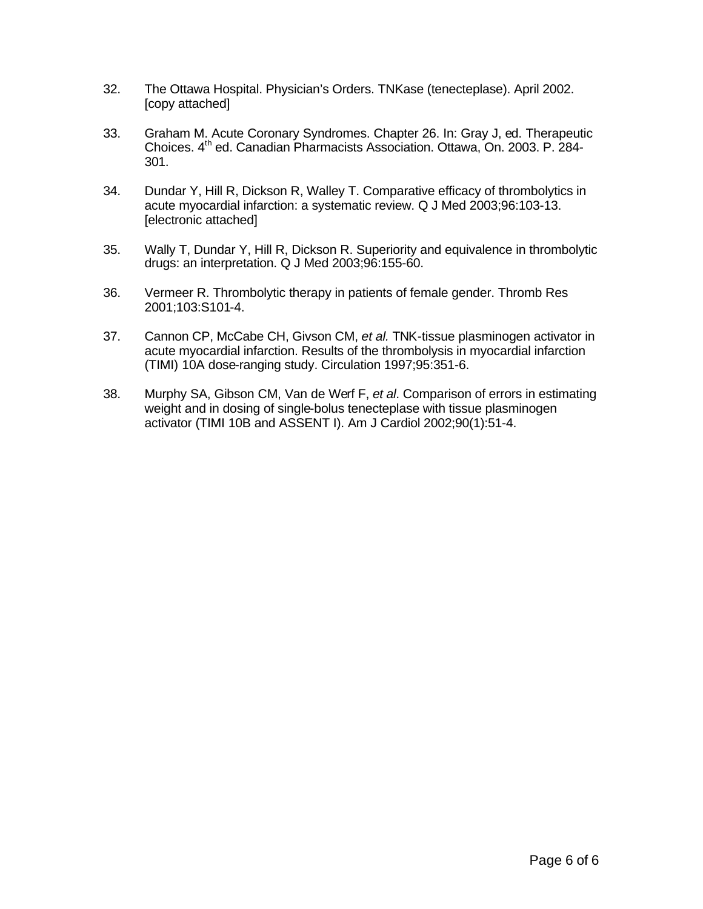32. The Ottawa Hospital. Physician's Orders. TNKase (tenecteplase). April 2002. [copy attached]

33. Graham M. Acute Coronary Syndromes. Chapter 26. In: Gray J, ed. Therapeutic Choices. 4th ed. Canadian Pharmacists Association. Ottawa, On. 2003. P. 284-301.

34. Dundar Y, Hill R, Dickson R, Walley T. Comparative efficacy of thrombolytics in acute myocardial infarction: a systematic review. Q J Med 2003;96:103-13. [electronic attached]

35. Wally T, Dundar Y, Hill R, Dickson R. Superiority and equivalence in thrombolytic drugs: an interpretation. Q J Med 2003;96:155-60.

36. Vermeer R. Thrombolytic therapy in patients of female gender. Thromb Res 2001;103:S101-4.

37. Cannon CP, McCabe CH, Givson CM, *et al.* TNK-tissue plasminogen activator in acute myocardial infarction. Results of the thrombolysis in myocardial infarction (TIMI) 10A dose-ranging study. Circulation 1997;95:351-6.

38. Murphy SA, Gibson CM, Van de Werf F, *et al*. Comparison of errors in estimating weight and in dosing of single-bolus tenecteplase with tissue plasminogen activator (TIMI 10B and ASSENT I). Am J Cardiol 2002;90(1):51-4.